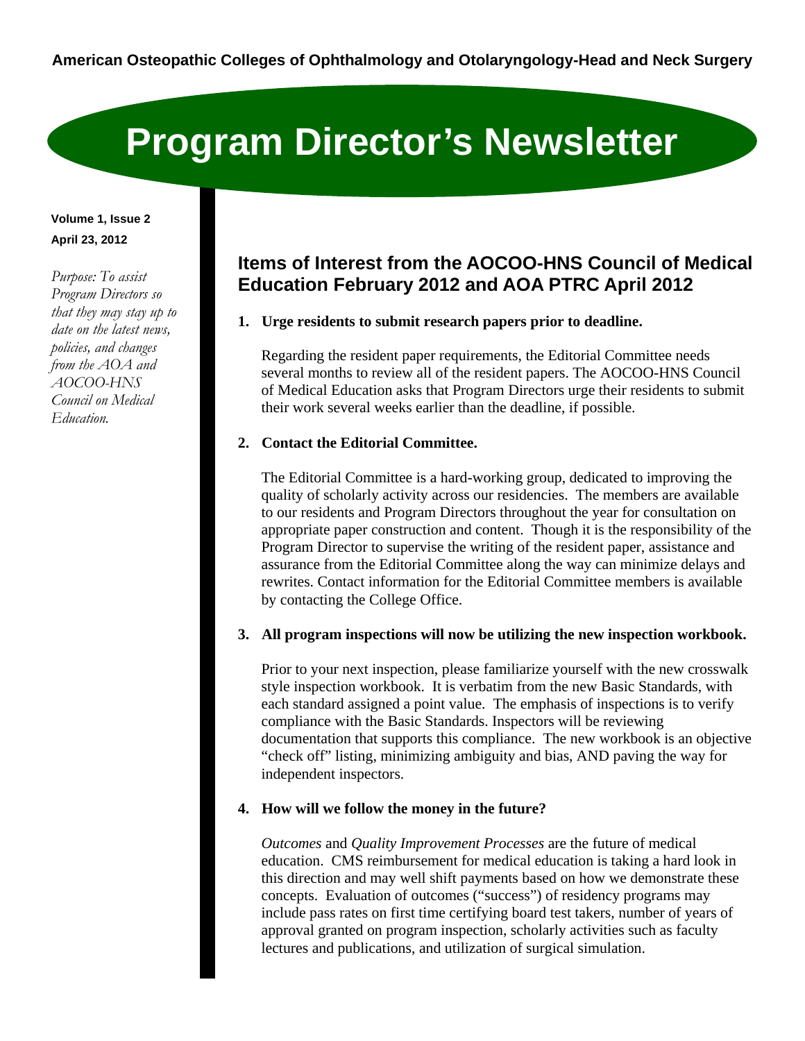**American Osteopathic Colleges of Ophthalmology and Otolaryngology-Head and Neck Surgery**

# Program Director's Newsletter

**Volume 1, Issue 2**
**April 23, 2012**

*Purpose: To assist Program Directors so that they may stay up to date on the latest news, policies, and changes from the AOA and AOCOO-HNS Council on Medical Education.*

## Items of Interest from the AOCOO-HNS Council of Medical Education February 2012 and AOA PTRC April 2012

1. **Urge residents to submit research papers prior to deadline.**

   Regarding the resident paper requirements, the Editorial Committee needs several months to review all of the resident papers. The AOCOO-HNS Council of Medical Education asks that Program Directors urge their residents to submit their work several weeks earlier than the deadline, if possible.

2. **Contact the Editorial Committee.**

   The Editorial Committee is a hard-working group, dedicated to improving the quality of scholarly activity across our residencies. The members are available to our residents and Program Directors throughout the year for consultation on appropriate paper construction and content. Though it is the responsibility of the Program Director to supervise the writing of the resident paper, assistance and assurance from the Editorial Committee along the way can minimize delays and rewrites. Contact information for the Editorial Committee members is available by contacting the College Office.

3. **All program inspections will now be utilizing the new inspection workbook.**

   Prior to your next inspection, please familiarize yourself with the new crosswalk style inspection workbook. It is verbatim from the new Basic Standards, with each standard assigned a point value. The emphasis of inspections is to verify compliance with the Basic Standards. Inspectors will be reviewing documentation that supports this compliance. The new workbook is an objective "check off" listing, minimizing ambiguity and bias, AND paving the way for independent inspectors.

4. **How will we follow the money in the future?**

   *Outcomes* and *Quality Improvement Processes* are the future of medical education. CMS reimbursement for medical education is taking a hard look in this direction and may well shift payments based on how we demonstrate these concepts. Evaluation of outcomes ("success") of residency programs may include pass rates on first time certifying board test takers, number of years of approval granted on program inspection, scholarly activities such as faculty lectures and publications, and utilization of surgical simulation.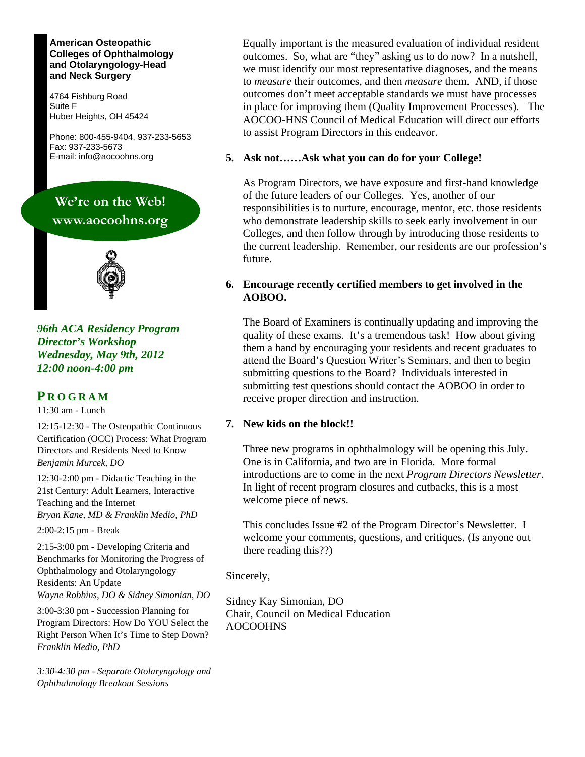**American Osteopathic Colleges of Ophthalmology and Otolaryngology-Head and Neck Surgery**

4764 Fishburg Road
Suite F
Huber Heights, OH 45424

Phone: 800-455-9404, 937-233-5653
Fax: 937-233-5673
E-mail: info@aocoohns.org

**We're on the Web!**
**www.aocoohns.org**

***96th ACA Residency Program Director's Workshop***
***Wednesday, May 9th, 2012***
***12:00 noon-4:00 pm***

## PROGRAM

11:30 am - Lunch

12:15-12:30 - The Osteopathic Continuous Certification (OCC) Process: What Program Directors and Residents Need to Know
*Benjamin Murcek, DO*

12:30-2:00 pm - Didactic Teaching in the 21st Century: Adult Learners, Interactive Teaching and the Internet
*Bryan Kane, MD & Franklin Medio, PhD*

2:00-2:15 pm - Break

2:15-3:00 pm - Developing Criteria and Benchmarks for Monitoring the Progress of Ophthalmology and Otolaryngology Residents: An Update
*Wayne Robbins, DO & Sidney Simonian, DO*

3:00-3:30 pm - Succession Planning for Program Directors: How Do YOU Select the Right Person When It's Time to Step Down?
*Franklin Medio, PhD*

*3:30-4:30 pm - Separate Otolaryngology and Ophthalmology Breakout Sessions*

Equally important is the measured evaluation of individual resident outcomes. So, what are "they" asking us to do now? In a nutshell, we must identify our most representative diagnoses, and the means to *measure* their outcomes, and then *measure* them. AND, if those outcomes don't meet acceptable standards we must have processes in place for improving them (Quality Improvement Processes). The AOCOO-HNS Council of Medical Education will direct our efforts to assist Program Directors in this endeavor.

5. **Ask not……Ask what you can do for your College!**

   As Program Directors, we have exposure and first-hand knowledge of the future leaders of our Colleges. Yes, another of our responsibilities is to nurture, encourage, mentor, etc. those residents who demonstrate leadership skills to seek early involvement in our Colleges, and then follow through by introducing those residents to the current leadership. Remember, our residents are our profession's future.

6. **Encourage recently certified members to get involved in the AOBOO.**

   The Board of Examiners is continually updating and improving the quality of these exams. It's a tremendous task! How about giving them a hand by encouraging your residents and recent graduates to attend the Board's Question Writer's Seminars, and then to begin submitting questions to the Board? Individuals interested in submitting test questions should contact the AOBOO in order to receive proper direction and instruction.

7. **New kids on the block!!**

   Three new programs in ophthalmology will be opening this July. One is in California, and two are in Florida. More formal introductions are to come in the next *Program Directors Newsletter*. In light of recent program closures and cutbacks, this is a most welcome piece of news.

   This concludes Issue #2 of the Program Director's Newsletter. I welcome your comments, questions, and critiques. (Is anyone out there reading this??)

Sincerely,

Sidney Kay Simonian, DO
Chair, Council on Medical Education
AOCOOHNS